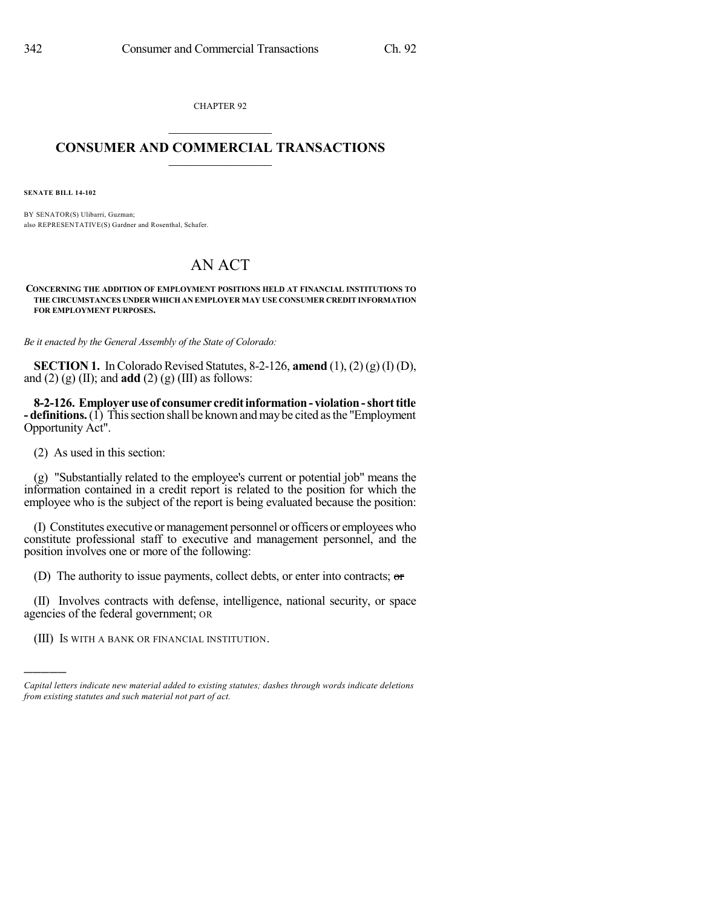CHAPTER 92

# CONSUMER AND COMMERCIAL TRANSACTIONS

**SENATE BILL 14-102**

BY SENATOR(S) Ulibarri, Guzman;
also REPRESENTATIVE(S) Gardner and Rosenthal, Schafer.

# AN ACT

**CONCERNING THE ADDITION OF EMPLOYMENT POSITIONS HELD AT FINANCIAL INSTITUTIONS TO THE CIRCUMSTANCES UNDER WHICH AN EMPLOYER MAY USE CONSUMER CREDIT INFORMATION FOR EMPLOYMENT PURPOSES.**

*Be it enacted by the General Assembly of the State of Colorado:*

**SECTION 1.** In Colorado Revised Statutes, 8-2-126, **amend** (1), (2) (g) (I) (D), and (2) (g) (II); and **add** (2) (g) (III) as follows:

**8-2-126. Employer use of consumer credit information - violation - short title - definitions.** (1) This section shall be known and may be cited as the "Employment Opportunity Act".

(2) As used in this section:

(g) "Substantially related to the employee's current or potential job" means the information contained in a credit report is related to the position for which the employee who is the subject of the report is being evaluated because the position:

(I) Constitutes executive or management personnel or officers or employees who constitute professional staff to executive and management personnel, and the position involves one or more of the following:

(D) The authority to issue payments, collect debts, or enter into contracts; ~~or~~

(II) Involves contracts with defense, intelligence, national security, or space agencies of the federal government; OR

(III) IS WITH A BANK OR FINANCIAL INSTITUTION.

---

*Capital letters indicate new material added to existing statutes; dashes through words indicate deletions from existing statutes and such material not part of act.*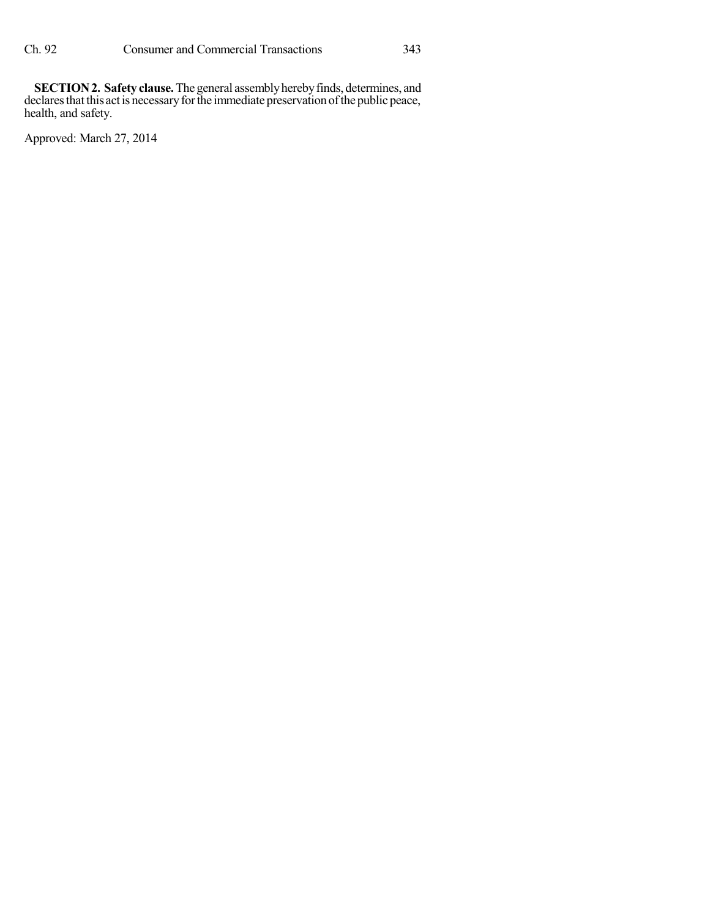**SECTION 2. Safety clause.** The general assembly hereby finds, determines, and declares that this act is necessary for the immediate preservation of the public peace, health, and safety.

Approved: March 27, 2014